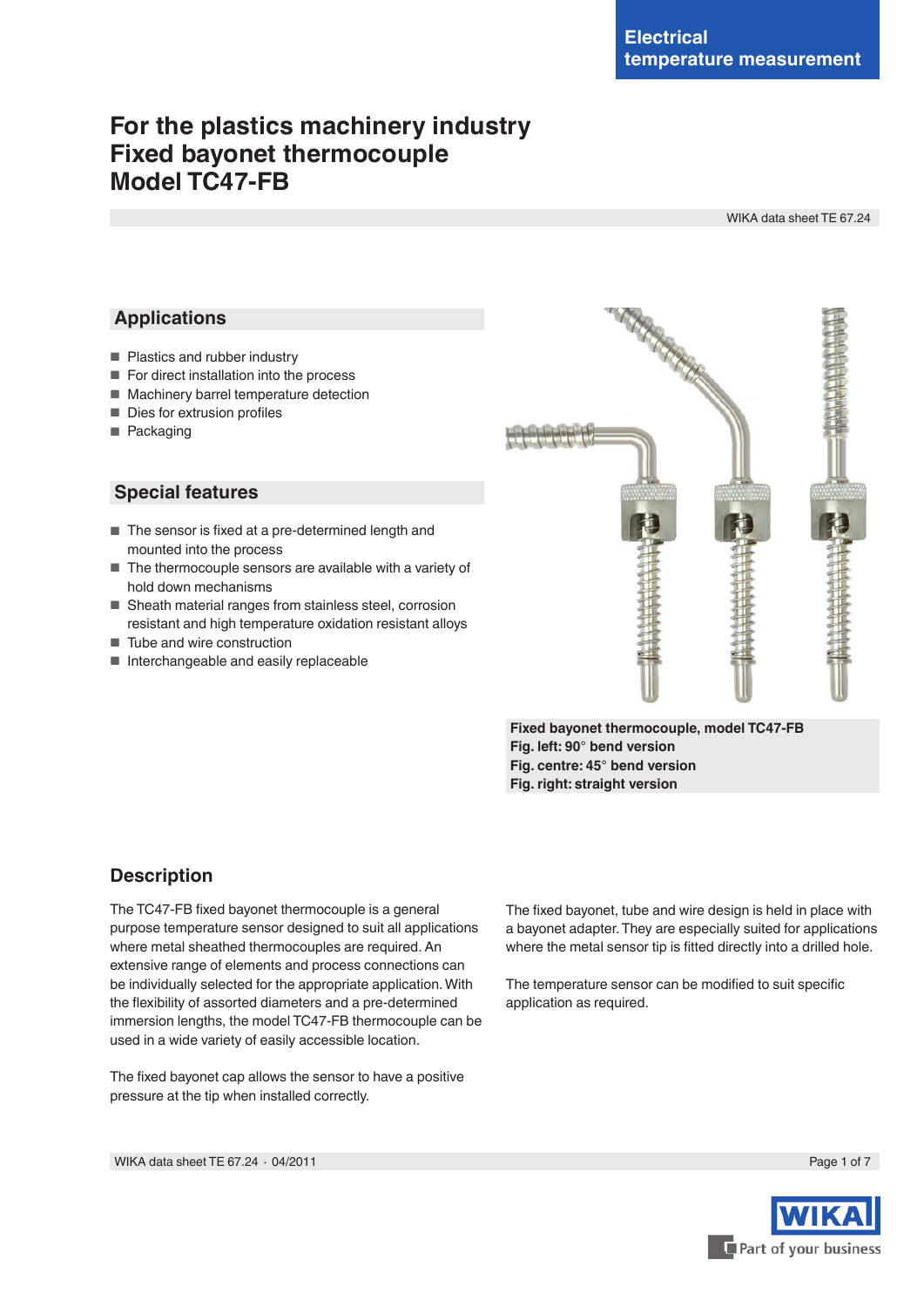Electrical temperature measurement

# For the plastics machinery industry
# Fixed bayonet thermocouple
# Model TC47-FB

WIKA data sheet TE 67.24

## Applications

- Plastics and rubber industry
- For direct installation into the process
- Machinery barrel temperature detection
- Dies for extrusion profiles
- Packaging

## Special features

- The sensor is fixed at a pre-determined length and mounted into the process
- The thermocouple sensors are available with a variety of hold down mechanisms
- Sheath material ranges from stainless steel, corrosion resistant and high temperature oxidation resistant alloys
- Tube and wire construction
- Interchangeable and easily replaceable

**Fixed bayonet thermocouple, model TC47-FB**
**Fig. left: 90° bend version**
**Fig. centre: 45° bend version**
**Fig. right: straight version**

## Description

The TC47-FB fixed bayonet thermocouple is a general purpose temperature sensor designed to suit all applications where metal sheathed thermocouples are required. An extensive range of elements and process connections can be individually selected for the appropriate application. With the flexibility of assorted diameters and a pre-determined immersion lengths, the model TC47-FB thermocouple can be used in a wide variety of easily accessible location.

The fixed bayonet cap allows the sensor to have a positive pressure at the tip when installed correctly.

The fixed bayonet, tube and wire design is held in place with a bayonet adapter. They are especially suited for applications where the metal sensor tip is fitted directly into a drilled hole.

The temperature sensor can be modified to suit specific application as required.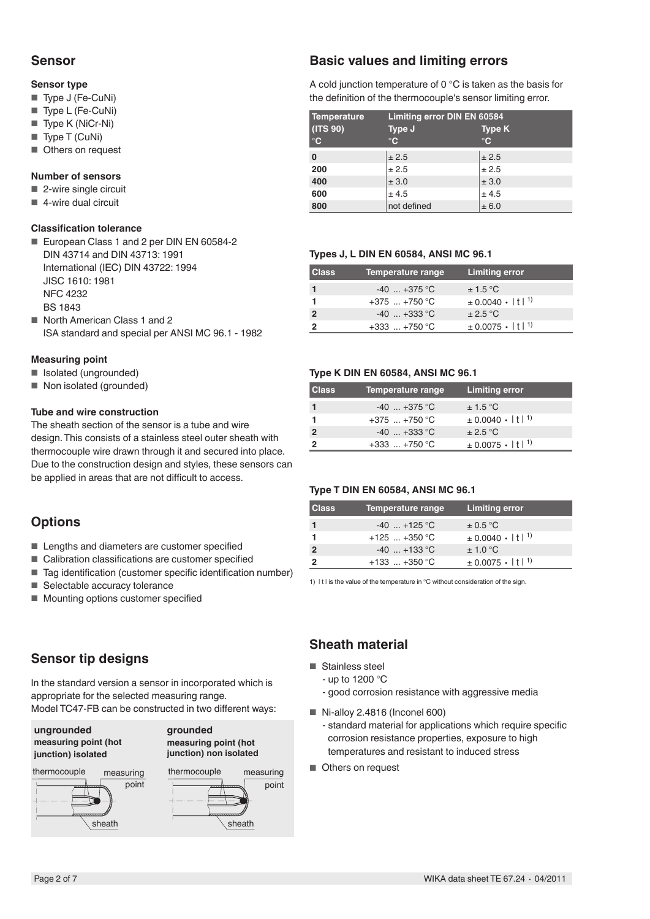## Sensor

### Sensor type

- Type J (Fe-CuNi)
- Type L (Fe-CuNi)
- Type K (NiCr-Ni)
- Type T (CuNi)
- Others on request

### Number of sensors

- 2-wire single circuit
- 4-wire dual circuit

### Classification tolerance

- European Class 1 and 2 per DIN EN 60584-2
  DIN 43714 and DIN 43713: 1991
  International (IEC) DIN 43722: 1994
  JISC 1610: 1981
  NFC 4232
  BS 1843
- North American Class 1 and 2
  ISA standard and special per ANSI MC 96.1 - 1982

### Measuring point

- Isolated (ungrounded)
- Non isolated (grounded)

### Tube and wire construction

The sheath section of the sensor is a tube and wire design. This consists of a stainless steel outer sheath with thermocouple wire drawn through it and secured into place. Due to the construction design and styles, these sensors can be applied in areas that are not difficult to access.

## Options

- Lengths and diameters are customer specified
- Calibration classifications are customer specified
- Tag identification (customer specific identification number)
- Selectable accuracy tolerance
- Mounting options customer specified

## Sensor tip designs

In the standard version a sensor in incorporated which is appropriate for the selected measuring range.
Model TC47-FB can be constructed in two different ways:

**ungrounded**
**measuring point (hot junction) isolated**

thermocouple, measuring point, sheath

**grounded**
**measuring point (hot junction) non isolated**

thermocouple, measuring point, sheath

## Basic values and limiting errors

A cold junction temperature of 0 °C is taken as the basis for the definition of the thermocouple's sensor limiting error.

| Temperature (ITS 90) °C | Limiting error DIN EN 60584 Type J °C | Type K °C |
|---|---|---|
| **0** | ± 2.5 | ± 2.5 |
| **200** | ± 2.5 | ± 2.5 |
| **400** | ± 3.0 | ± 3.0 |
| **600** | ± 4.5 | ± 4.5 |
| **800** | not defined | ± 6.0 |

### Types J, L DIN EN 60584, ANSI MC 96.1

| Class | Temperature range | Limiting error |
|---|---|---|
| **1** | -40 ... +375 °C | ± 1.5 °C |
| **1** | +375 ... +750 °C | ± 0.0040 • \| t \| [1)] |
| **2** | -40 ... +333 °C | ± 2.5 °C |
| **2** | +333 ... +750 °C | ± 0.0075 • \| t \| [1)] |

### Type K DIN EN 60584, ANSI MC 96.1

| Class | Temperature range | Limiting error |
|---|---|---|
| **1** | -40 ... +375 °C | ± 1.5 °C |
| **1** | +375 ... +750 °C | ± 0.0040 • \| t \| [1)] |
| **2** | -40 ... +333 °C | ± 2.5 °C |
| **2** | +333 ... +750 °C | ± 0.0075 • \| t \| [1)] |

### Type T DIN EN 60584, ANSI MC 96.1

| Class | Temperature range | Limiting error |
|---|---|---|
| **1** | -40 ... +125 °C | ± 0.5 °C |
| **1** | +125 ... +350 °C | ± 0.0040 • \| t \| [1)] |
| **2** | -40 ... +133 °C | ± 1.0 °C |
| **2** | +133 ... +350 °C | ± 0.0075 • \| t \| [1)] |

1) | t | is the value of the temperature in °C without consideration of the sign.

## Sheath material

- Stainless steel
  - up to 1200 °C
  - good corrosion resistance with aggressive media
- Ni-alloy 2.4816 (Inconel 600)
  - standard material for applications which require specific corrosion resistance properties, exposure to high temperatures and resistant to induced stress
- Others on request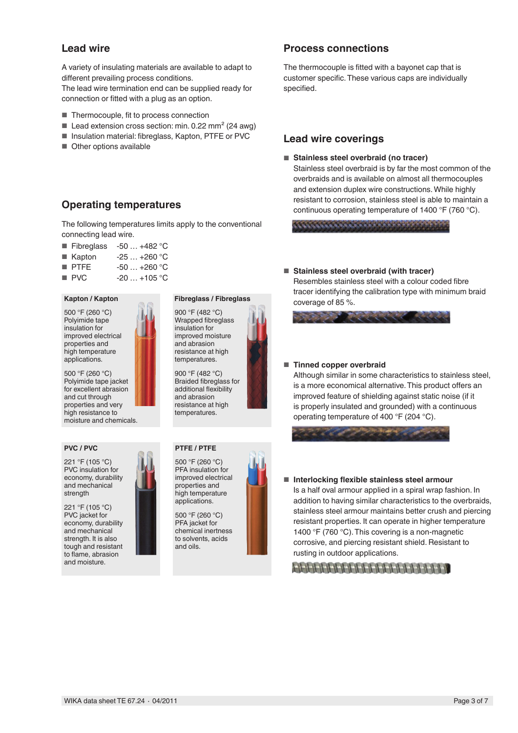## Lead wire

A variety of insulating materials are available to adapt to different prevailing process conditions.
The lead wire termination end can be supplied ready for connection or fitted with a plug as an option.

- Thermocouple, fit to process connection
- Lead extension cross section: min. 0.22 mm² (24 awg)
- Insulation material: fibreglass, Kapton, PTFE or PVC
- Other options available

## Operating temperatures

The following temperatures limits apply to the conventional connecting lead wire.

- Fibreglass -50 … +482 °C
- Kapton -25 … +260 °C
- PTFE -50 … +260 °C
- PVC -20 … +105 °C

**Kapton / Kapton**

500 °F (260 °C)
Polyimide tape insulation for improved electrical properties and high temperature applications.

500 °F (260 °C)
Polyimide tape jacket for excellent abrasion and cut through properties and very high resistance to moisture and chemicals.

**Fibreglass / Fibreglass**

900 °F (482 °C)
Wrapped fibreglass insulation for improved moisture and abrasion resistance at high temperatures.

900 °F (482 °C)
Braided fibreglass for additional flexibility and abrasion resistance at high temperatures.

**PVC / PVC**

221 °F (105 °C)
PVC insulation for economy, durability and mechanical strength

221 °F (105 °C)
PVC jacket for economy, durability and mechanical strength. It is also tough and resistant to flame, abrasion and moisture.

**PTFE / PTFE**

500 °F (260 °C)
PFA insulation for improved electrical properties and high temperature applications.

500 °F (260 °C)
PFA jacket for chemical inertness to solvents, acids and oils.

## Process connections

The thermocouple is fitted with a bayonet cap that is customer specific. These various caps are individually specified.

## Lead wire coverings

- **Stainless steel overbraid (no tracer)**
  Stainless steel overbraid is by far the most common of the overbraids and is available on almost all thermocouples and extension duplex wire constructions. While highly resistant to corrosion, stainless steel is able to maintain a continuous operating temperature of 1400 °F (760 °C).

- **Stainless steel overbraid (with tracer)**
  Resembles stainless steel with a colour coded fibre tracer identifying the calibration type with minimum braid coverage of 85 %.

- **Tinned copper overbraid**
  Although similar in some characteristics to stainless steel, is a more economical alternative. This product offers an improved feature of shielding against static noise (if it is properly insulated and grounded) with a continuous operating temperature of 400 °F (204 °C).

- **Interlocking flexible stainless steel armour**
  Is a half oval armour applied in a spiral wrap fashion. In addition to having similar characteristics to the overbraids, stainless steel armour maintains better crush and piercing resistant properties. It can operate in higher temperature 1400 °F (760 °C). This covering is a non-magnetic corrosive, and piercing resistant shield. Resistant to rusting in outdoor applications.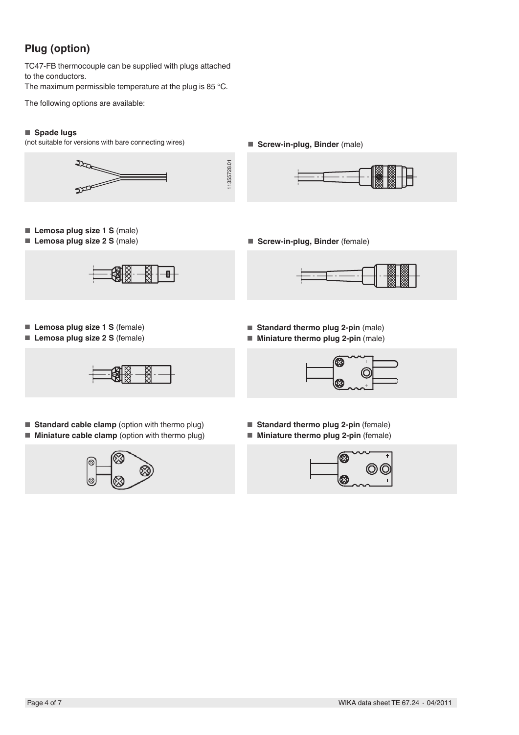## Plug (option)

TC47-FB thermocouple can be supplied with plugs attached to the conductors.
The maximum permissible temperature at the plug is 85 °C.

The following options are available:

- **Spade lugs**
(not suitable for versions with bare connecting wires)

11355728.01

- **Screw-in-plug, Binder** (male)

- **Lemosa plug size 1 S** (male)
- **Lemosa plug size 2 S** (male)

- **Screw-in-plug, Binder** (female)

- **Lemosa plug size 1 S** (female)
- **Lemosa plug size 2 S** (female)

- **Standard thermo plug 2-pin** (male)
- **Miniature thermo plug 2-pin** (male)

- **Standard cable clamp** (option with thermo plug)
- **Miniature cable clamp** (option with thermo plug)

- **Standard thermo plug 2-pin** (female)
- **Miniature thermo plug 2-pin** (female)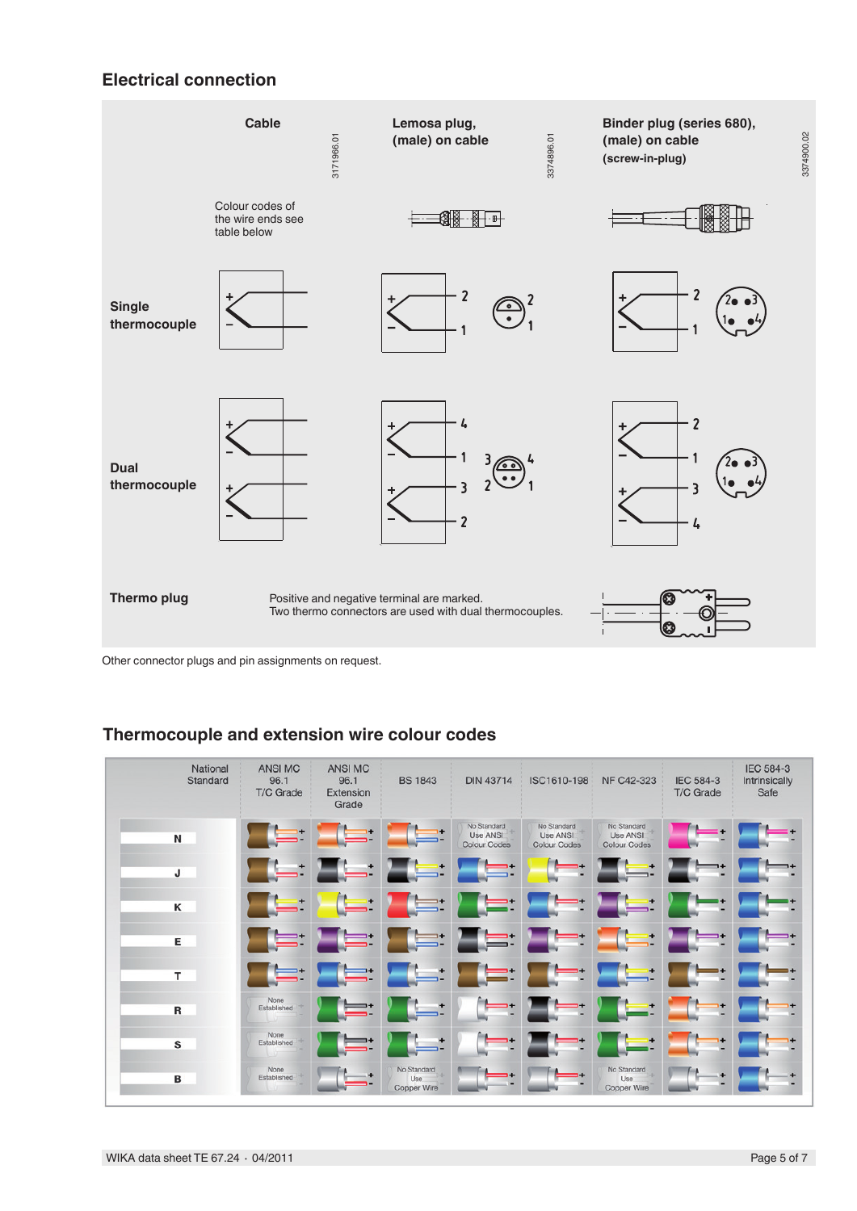## Electrical connection

| | Cable | Lemosa plug, (male) on cable | Binder plug (series 680), (male) on cable (screw-in-plug) |
|---|---|---|---|
| | 3171966.01 | 3374896.01 | 3374900.02 |
| | Colour codes of the wire ends see table below | | |
| Single thermocouple | + – | + – 2 1 | + – 2 1 |
| Dual thermocouple | + – + – | + – 4 1, + – 3 2 | + – 2 1, + – 3 4 |

**Thermo plug** Positive and negative terminal are marked. Two thermo connectors are used with dual thermocouples.

Other connector plugs and pin assignments on request.

## Thermocouple and extension wire colour codes

| National Standard | ANSI MC 96.1 T/C Grade | ANSI MC 96.1 Extension Grade | BS 1843 | DIN 43714 | ISC1610-198 | NF C42-323 | IEC 584-3 T/C Grade | IEC 584-3 Intrinsically Safe |
|---|---|---|---|---|---|---|---|---|
| N | | | | No Standard Use ANSI Colour Codes | No Standard Use ANSI Colour Codes | No Standard Use ANSI Colour Codes | | |
| J | | | | | | | | |
| K | | | | | | | | |
| E | | | | | | | | |
| T | | | | | | | | |
| R | None Established | | | | | | | |
| S | None Established | | | | | | | |
| B | None Established | | No Standard Use Copper Wire | | | No Standard Use Copper Wire | | |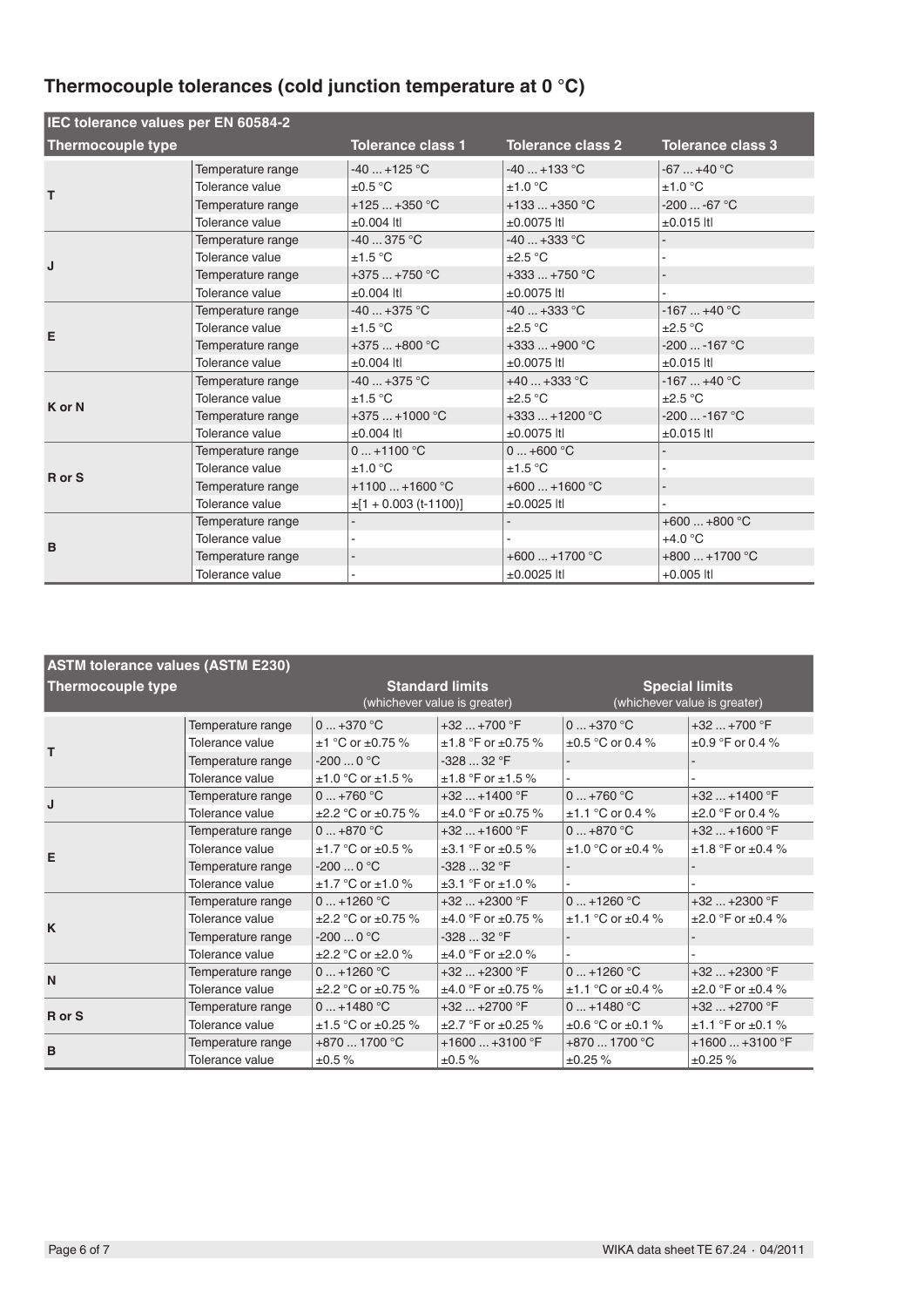## Thermocouple tolerances (cold junction temperature at 0 °C)

| IEC tolerance values per EN 60584-2 | | | | |
|---|---|---|---|---|
| **Thermocouple type** | | **Tolerance class 1** | **Tolerance class 2** | **Tolerance class 3** |
| **T** | Temperature range | -40 ... +125 °C | -40 ... +133 °C | -67 ... +40 °C |
| | Tolerance value | ±0.5 °C | ±1.0 °C | ±1.0 °C |
| | Temperature range | +125 ... +350 °C | +133 ... +350 °C | -200 ... -67 °C |
| | Tolerance value | ±0.004 \|t\| | ±0.0075 \|t\| | ±0.015 \|t\| |
| **J** | Temperature range | -40 ... 375 °C | -40 ... +333 °C | - |
| | Tolerance value | ±1.5 °C | ±2.5 °C | - |
| | Temperature range | +375 ... +750 °C | +333 ... +750 °C | - |
| | Tolerance value | ±0.004 \|t\| | ±0.0075 \|t\| | - |
| **E** | Temperature range | -40 ... +375 °C | -40 ... +333 °C | -167 ... +40 °C |
| | Tolerance value | ±1.5 °C | ±2.5 °C | ±2.5 °C |
| | Temperature range | +375 ... +800 °C | +333 ... +900 °C | -200 ... -167 °C |
| | Tolerance value | ±0.004 \|t\| | ±0.0075 \|t\| | ±0.015 \|t\| |
| **K or N** | Temperature range | -40 ... +375 °C | +40 ... +333 °C | -167 ... +40 °C |
| | Tolerance value | ±1.5 °C | ±2.5 °C | ±2.5 °C |
| | Temperature range | +375 ... +1000 °C | +333 ... +1200 °C | -200 ... -167 °C |
| | Tolerance value | ±0.004 \|t\| | ±0.0075 \|t\| | ±0.015 \|t\| |
| **R or S** | Temperature range | 0 ... +1100 °C | 0 ... +600 °C | - |
| | Tolerance value | ±1.0 °C | ±1.5 °C | - |
| | Temperature range | +1100 ... +1600 °C | +600 ... +1600 °C | - |
| | Tolerance value | ±[1 + 0.003 (t-1100)] | ±0.0025 \|t\| | - |
| **B** | Temperature range | - | - | +600 ... +800 °C |
| | Tolerance value | - | - | +4.0 °C |
| | Temperature range | - | +600 ... +1700 °C | +800 ... +1700 °C |
| | Tolerance value | - | ±0.0025 \|t\| | +0.005 \|t\| |

| ASTM tolerance values (ASTM E230) | | | | | |
|---|---|---|---|---|---|
| **Thermocouple type** | | **Standard limits** (whichever value is greater) | | **Special limits** (whichever value is greater) | |
| **T** | Temperature range | 0 ... +370 °C | +32 ... +700 °F | 0 ... +370 °C | +32 ... +700 °F |
| | Tolerance value | ±1 °C or ±0.75 % | ±1.8 °F or ±0.75 % | ±0.5 °C or 0.4 % | ±0.9 °F or 0.4 % |
| | Temperature range | -200 ... 0 °C | -328 ... 32 °F | - | - |
| | Tolerance value | ±1.0 °C or ±1.5 % | ±1.8 °F or ±1.5 % | - | - |
| **J** | Temperature range | 0 ... +760 °C | +32 ... +1400 °F | 0 ... +760 °C | +32 ... +1400 °F |
| | Tolerance value | ±2.2 °C or ±0.75 % | ±4.0 °F or ±0.75 % | ±1.1 °C or 0.4 % | ±2.0 °F or 0.4 % |
| **E** | Temperature range | 0 ... +870 °C | +32 ... +1600 °F | 0 ... +870 °C | +32 ... +1600 °F |
| | Tolerance value | ±1.7 °C or ±0.5 % | ±3.1 °F or ±0.5 % | ±1.0 °C or ±0.4 % | ±1.8 °F or ±0.4 % |
| | Temperature range | -200 ... 0 °C | -328 ... 32 °F | - | - |
| | Tolerance value | ±1.7 °C or ±1.0 % | ±3.1 °F or ±1.0 % | - | - |
| **K** | Temperature range | 0 ... +1260 °C | +32 ... +2300 °F | 0 ... +1260 °C | +32 ... +2300 °F |
| | Tolerance value | ±2.2 °C or ±0.75 % | ±4.0 °F or ±0.75 % | ±1.1 °C or ±0.4 % | ±2.0 °F or ±0.4 % |
| | Temperature range | -200 ... 0 °C | -328 ... 32 °F | - | - |
| | Tolerance value | ±2.2 °C or ±2.0 % | ±4.0 °F or ±2.0 % | - | - |
| **N** | Temperature range | 0 ... +1260 °C | +32 ... +2300 °F | 0 ... +1260 °C | +32 ... +2300 °F |
| | Tolerance value | ±2.2 °C or ±0.75 % | ±4.0 °F or ±0.75 % | ±1.1 °C or ±0.4 % | ±2.0 °F or ±0.4 % |
| **R or S** | Temperature range | 0 ... +1480 °C | +32 ... +2700 °F | 0 ... +1480 °C | +32 ... +2700 °F |
| | Tolerance value | ±1.5 °C or ±0.25 % | ±2.7 °F or ±0.25 % | ±0.6 °C or ±0.1 % | ±1.1 °F or ±0.1 % |
| **B** | Temperature range | +870 ... 1700 °C | +1600 ... +3100 °F | +870 ... 1700 °C | +1600 ... +3100 °F |
| | Tolerance value | ±0.5 % | ±0.5 % | ±0.25 % | ±0.25 % |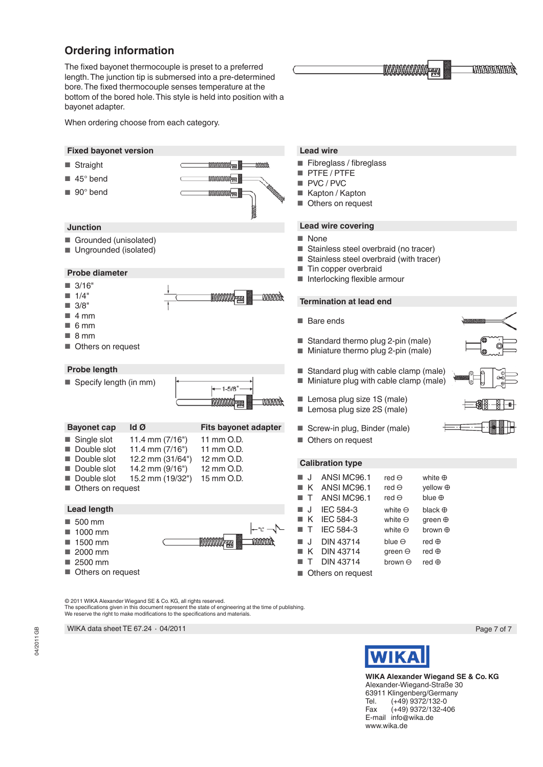## Ordering information

The fixed bayonet thermocouple is preset to a preferred length. The junction tip is submersed into a pre-determined bore. The fixed thermocouple senses temperature at the bottom of the bored hole. This style is held into position with a bayonet adapter.

When ordering choose from each category.

### Fixed bayonet version

- Straight
- 45° bend
- 90° bend

### Junction

- Grounded (unisolated)
- Ungrounded (isolated)

### Probe diameter

- 3/16"
- 1/4"
- 3/8"
- 4 mm
- 6 mm
- 8 mm
- Others on request

### Probe length

- Specify length (in mm)

1-5/8"

| Bayonet cap | Id Ø | Fits bayonet adapter |
|---|---|---|
| Single slot | 11.4 mm (7/16") | 11 mm O.D. |
| Double slot | 11.4 mm (7/16") | 11 mm O.D. |
| Double slot | 12.2 mm (31/64") | 12 mm O.D. |
| Double slot | 14.2 mm (9/16") | 12 mm O.D. |
| Double slot | 15.2 mm (19/32") | 15 mm O.D. |
| Others on request | | |

### Lead length

- 500 mm
- 1000 mm
- 1500 mm
- 2000 mm
- 2500 mm
- Others on request

"L"

### Lead wire

- Fibreglass / fibreglass
- PTFE / PTFE
- PVC / PVC
- Kapton / Kapton
- Others on request

### Lead wire covering

- None
- Stainless steel overbraid (no tracer)
- Stainless steel overbraid (with tracer)
- Tin copper overbraid
- Interlocking flexible armour

### Termination at lead end

- Bare ends
- Standard thermo plug 2-pin (male)
- Miniature thermo plug 2-pin (male)
- Standard plug with cable clamp (male)
- Miniature plug with cable clamp (male)
- Lemosa plug size 1S (male)
- Lemosa plug size 2S (male)
- Screw-in plug, Binder (male)
- Others on request

### Calibration type

| | | | |
|---|---|---|---|
| J | ANSI MC96.1 | red ⊖ | white ⊕ |
| K | ANSI MC96.1 | red ⊖ | yellow ⊕ |
| T | ANSI MC96.1 | red ⊖ | blue ⊕ |
| J | IEC 584-3 | white ⊖ | black ⊕ |
| K | IEC 584-3 | white ⊖ | green ⊕ |
| T | IEC 584-3 | white ⊖ | brown ⊕ |
| J | DIN 43714 | blue ⊖ | red ⊕ |
| K | DIN 43714 | green ⊖ | red ⊕ |
| T | DIN 43714 | brown ⊖ | red ⊕ |
| Others on request | | | |

© 2011 WIKA Alexander Wiegand SE & Co. KG, all rights reserved.
The specifications given in this document represent the state of engineering at the time of publishing.
We reserve the right to make modifications to the specifications and materials.

WIKA data sheet TE 67.24 · 04/2011

04/2011 GB

WIKA

**WIKA Alexander Wiegand SE & Co. KG**
Alexander-Wiegand-Straße 30
63911 Klingenberg/Germany
Tel. (+49) 9372/132-0
Fax (+49) 9372/132-406
E-mail info@wika.de
www.wika.de